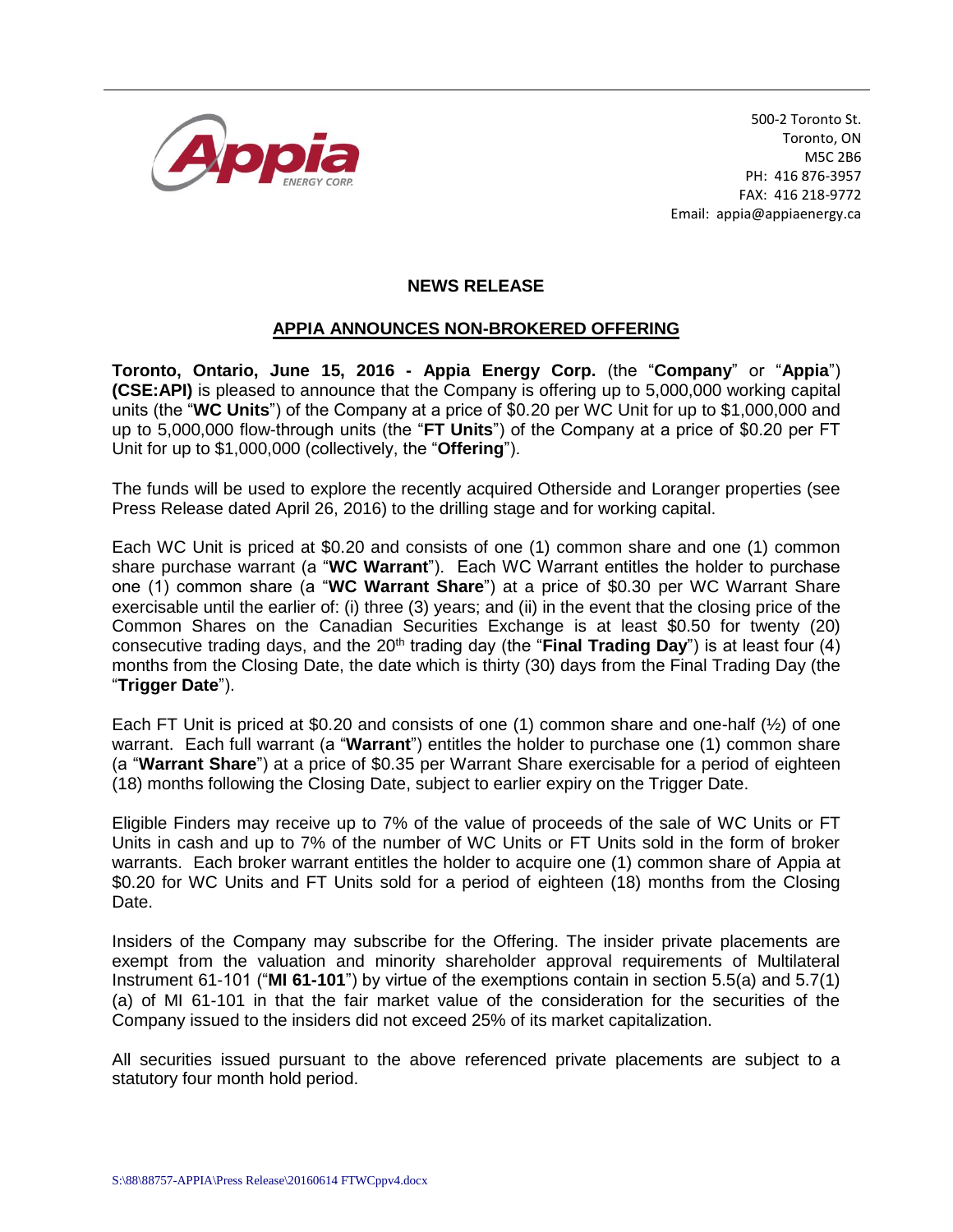500-2 Toronto St.
Toronto, ON
M5C 2B6
PH: 416 876-3957
FAX: 416 218-9772
Email: appia@appiaenergy.ca

## NEWS RELEASE

## APPIA ANNOUNCES NON-BROKERED OFFERING

**Toronto, Ontario, June 15, 2016 - Appia Energy Corp.** (the "**Company**" or "**Appia**") **(CSE:API)** is pleased to announce that the Company is offering up to 5,000,000 working capital units (the "**WC Units**") of the Company at a price of $0.20 per WC Unit for up to $1,000,000 and up to 5,000,000 flow-through units (the "**FT Units**") of the Company at a price of $0.20 per FT Unit for up to $1,000,000 (collectively, the "**Offering**").

The funds will be used to explore the recently acquired Otherside and Loranger properties (see Press Release dated April 26, 2016) to the drilling stage and for working capital.

Each WC Unit is priced at $0.20 and consists of one (1) common share and one (1) common share purchase warrant (a "**WC Warrant**"). Each WC Warrant entitles the holder to purchase one (1) common share (a "**WC Warrant Share**") at a price of $0.30 per WC Warrant Share exercisable until the earlier of: (i) three (3) years; and (ii) in the event that the closing price of the Common Shares on the Canadian Securities Exchange is at least $0.50 for twenty (20) consecutive trading days, and the 20th trading day (the "**Final Trading Day**") is at least four (4) months from the Closing Date, the date which is thirty (30) days from the Final Trading Day (the "**Trigger Date**").

Each FT Unit is priced at $0.20 and consists of one (1) common share and one-half (½) of one warrant. Each full warrant (a "**Warrant**") entitles the holder to purchase one (1) common share (a "**Warrant Share**") at a price of $0.35 per Warrant Share exercisable for a period of eighteen (18) months following the Closing Date, subject to earlier expiry on the Trigger Date.

Eligible Finders may receive up to 7% of the value of proceeds of the sale of WC Units or FT Units in cash and up to 7% of the number of WC Units or FT Units sold in the form of broker warrants. Each broker warrant entitles the holder to acquire one (1) common share of Appia at $0.20 for WC Units and FT Units sold for a period of eighteen (18) months from the Closing Date.

Insiders of the Company may subscribe for the Offering. The insider private placements are exempt from the valuation and minority shareholder approval requirements of Multilateral Instrument 61-101 ("**MI 61-101**") by virtue of the exemptions contain in section 5.5(a) and 5.7(1)(a) of MI 61-101 in that the fair market value of the consideration for the securities of the Company issued to the insiders did not exceed 25% of its market capitalization.

All securities issued pursuant to the above referenced private placements are subject to a statutory four month hold period.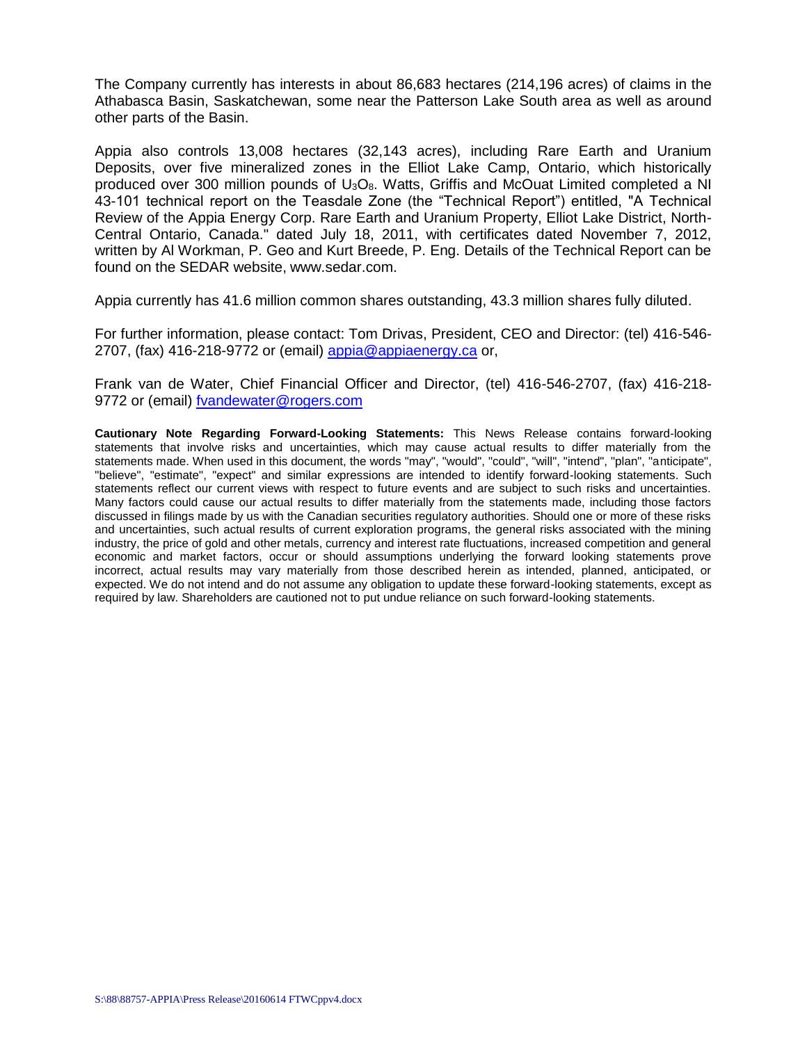The Company currently has interests in about 86,683 hectares (214,196 acres) of claims in the Athabasca Basin, Saskatchewan, some near the Patterson Lake South area as well as around other parts of the Basin.

Appia also controls 13,008 hectares (32,143 acres), including Rare Earth and Uranium Deposits, over five mineralized zones in the Elliot Lake Camp, Ontario, which historically produced over 300 million pounds of $U_3O_8$. Watts, Griffis and McOuat Limited completed a NI 43-101 technical report on the Teasdale Zone (the "Technical Report") entitled, "A Technical Review of the Appia Energy Corp. Rare Earth and Uranium Property, Elliot Lake District, North-Central Ontario, Canada." dated July 18, 2011, with certificates dated November 7, 2012, written by Al Workman, P. Geo and Kurt Breede, P. Eng. Details of the Technical Report can be found on the SEDAR website, www.sedar.com.

Appia currently has 41.6 million common shares outstanding, 43.3 million shares fully diluted.

For further information, please contact: Tom Drivas, President, CEO and Director: (tel) 416-546-2707, (fax) 416-218-9772 or (email) appia@appiaenergy.ca or,

Frank van de Water, Chief Financial Officer and Director, (tel) 416-546-2707, (fax) 416-218-9772 or (email) fvandewater@rogers.com

**Cautionary Note Regarding Forward-Looking Statements:** This News Release contains forward-looking statements that involve risks and uncertainties, which may cause actual results to differ materially from the statements made. When used in this document, the words "may", "would", "could", "will", "intend", "plan", "anticipate", "believe", "estimate", "expect" and similar expressions are intended to identify forward-looking statements. Such statements reflect our current views with respect to future events and are subject to such risks and uncertainties. Many factors could cause our actual results to differ materially from the statements made, including those factors discussed in filings made by us with the Canadian securities regulatory authorities. Should one or more of these risks and uncertainties, such actual results of current exploration programs, the general risks associated with the mining industry, the price of gold and other metals, currency and interest rate fluctuations, increased competition and general economic and market factors, occur or should assumptions underlying the forward looking statements prove incorrect, actual results may vary materially from those described herein as intended, planned, anticipated, or expected. We do not intend and do not assume any obligation to update these forward-looking statements, except as required by law. Shareholders are cautioned not to put undue reliance on such forward-looking statements.